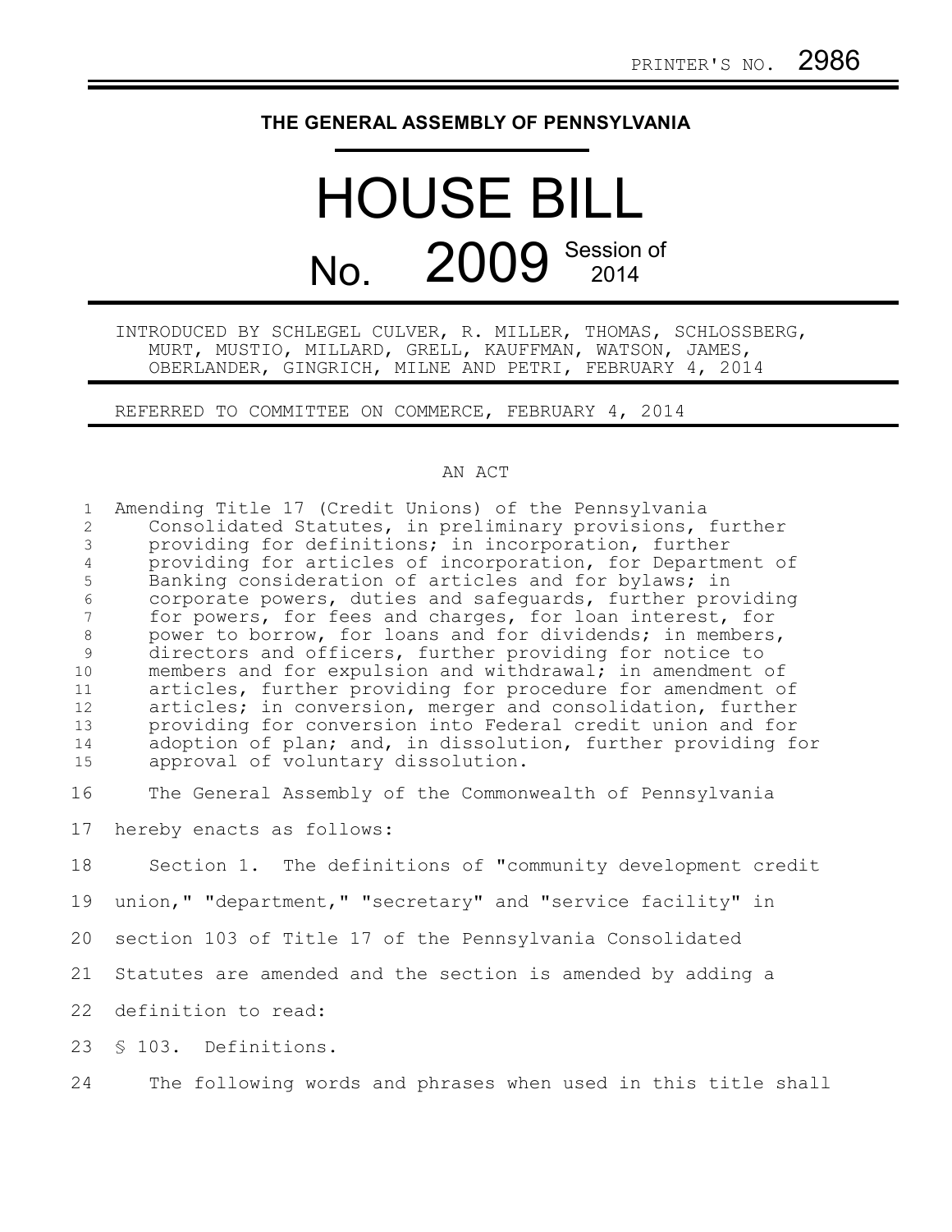PRINTER'S NO. 2986

# THE GENERAL ASSEMBLY OF PENNSYLVANIA

# HOUSE BILL

# No. 2009 Session of 2014

INTRODUCED BY SCHLEGEL CULVER, R. MILLER, THOMAS, SCHLOSSBERG, MURT, MUSTIO, MILLARD, GRELL, KAUFFMAN, WATSON, JAMES, OBERLANDER, GINGRICH, MILNE AND PETRI, FEBRUARY 4, 2014

REFERRED TO COMMITTEE ON COMMERCE, FEBRUARY 4, 2014

## AN ACT

Amending Title 17 (Credit Unions) of the Pennsylvania Consolidated Statutes, in preliminary provisions, further providing for definitions; in incorporation, further providing for articles of incorporation, for Department of Banking consideration of articles and for bylaws; in corporate powers, duties and safeguards, further providing for powers, for fees and charges, for loan interest, for power to borrow, for loans and for dividends; in members, directors and officers, further providing for notice to members and for expulsion and withdrawal; in amendment of articles, further providing for procedure for amendment of articles; in conversion, merger and consolidation, further providing for conversion into Federal credit union and for adoption of plan; and, in dissolution, further providing for approval of voluntary dissolution.

The General Assembly of the Commonwealth of Pennsylvania hereby enacts as follows:

Section 1. The definitions of "community development credit union," "department," "secretary" and "service facility" in section 103 of Title 17 of the Pennsylvania Consolidated Statutes are amended and the section is amended by adding a definition to read:

§ 103. Definitions.

The following words and phrases when used in this title shall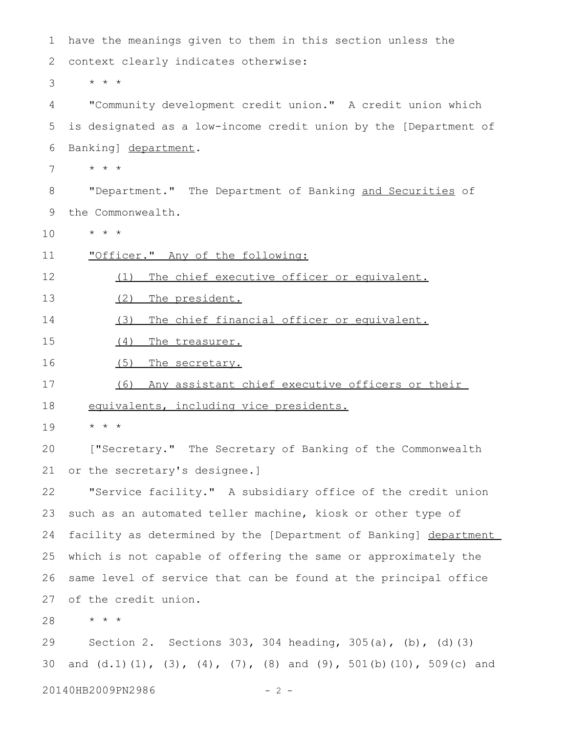have the meanings given to them in this section unless the context clearly indicates otherwise:

* * *

"Community development credit union." A credit union which is designated as a low-income credit union by the [Department of Banking] department.

* * *

"Department." The Department of Banking and Securities of the Commonwealth.

* * *

"Officer." Any of the following:

(1) The chief executive officer or equivalent.

(2) The president.

(3) The chief financial officer or equivalent.

(4) The treasurer.

(5) The secretary.

(6) Any assistant chief executive officers or their equivalents, including vice presidents.

* * *

["Secretary." The Secretary of Banking of the Commonwealth or the secretary's designee.]

"Service facility." A subsidiary office of the credit union such as an automated teller machine, kiosk or other type of facility as determined by the [Department of Banking] department which is not capable of offering the same or approximately the same level of service that can be found at the principal office of the credit union.

* * *

Section 2. Sections 303, 304 heading, 305(a), (b), (d)(3) and (d.1)(1), (3), (4), (7), (8) and (9), 501(b)(10), 509(c) and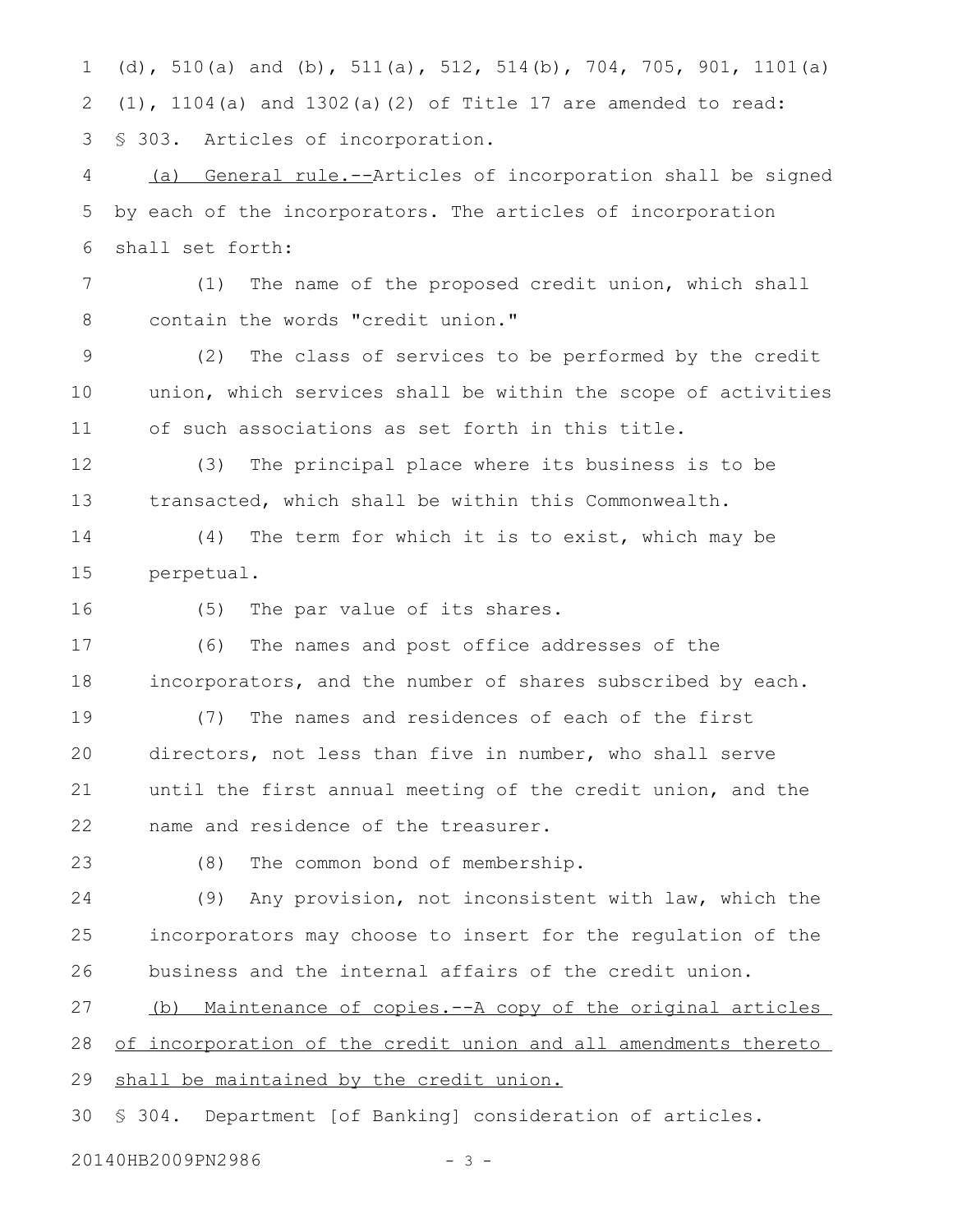(d), 510(a) and (b), 511(a), 512, 514(b), 704, 705, 901, 1101(a)(1), 1104(a) and 1302(a)(2) of Title 17 are amended to read:

§ 303. Articles of incorporation.

<u>(a) General rule.--</u>Articles of incorporation shall be signed by each of the incorporators. The articles of incorporation shall set forth:

(1) The name of the proposed credit union, which shall contain the words "credit union."

(2) The class of services to be performed by the credit union, which services shall be within the scope of activities of such associations as set forth in this title.

(3) The principal place where its business is to be transacted, which shall be within this Commonwealth.

(4) The term for which it is to exist, which may be perpetual.

(5) The par value of its shares.

(6) The names and post office addresses of the incorporators, and the number of shares subscribed by each.

(7) The names and residences of each of the first directors, not less than five in number, who shall serve until the first annual meeting of the credit union, and the name and residence of the treasurer.

(8) The common bond of membership.

(9) Any provision, not inconsistent with law, which the incorporators may choose to insert for the regulation of the business and the internal affairs of the credit union.

<u>(b) Maintenance of copies.--A copy of the original articles of incorporation of the credit union and all amendments thereto shall be maintained by the credit union.</u>

§ 304. Department [of Banking] consideration of articles.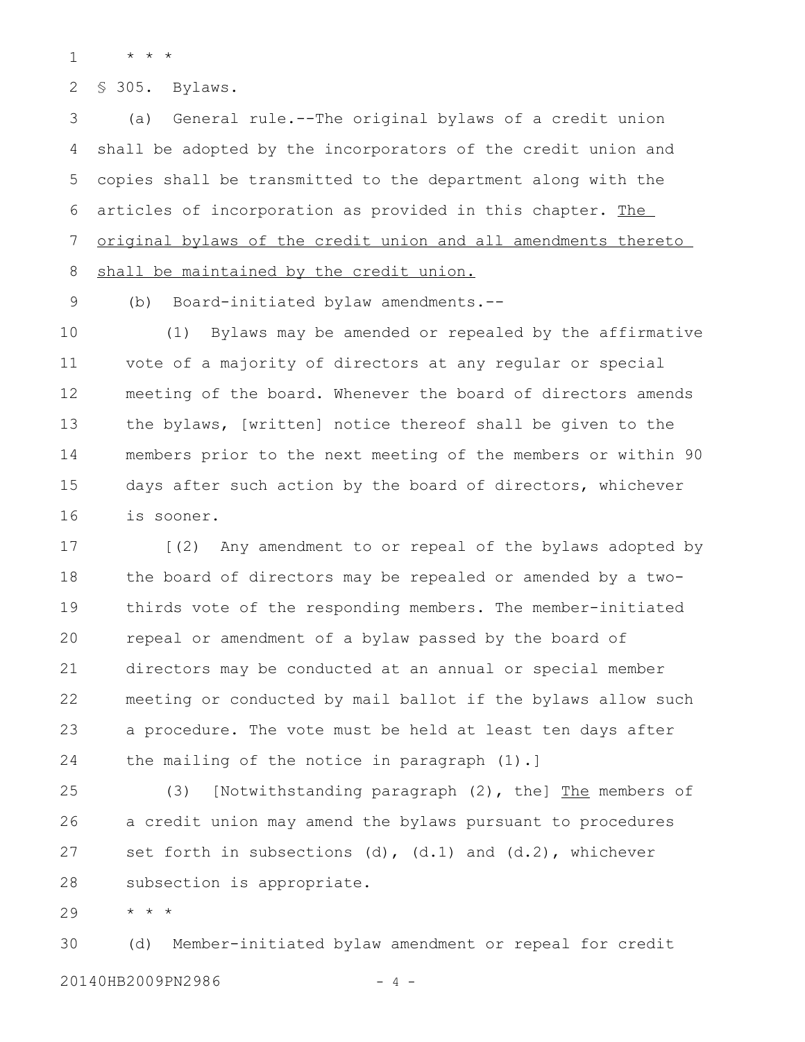* * *

§ 305. Bylaws.

(a) General rule.--The original bylaws of a credit union shall be adopted by the incorporators of the credit union and copies shall be transmitted to the department along with the articles of incorporation as provided in this chapter. <u>The original bylaws of the credit union and all amendments thereto shall be maintained by the credit union.</u>

(b) Board-initiated bylaw amendments.--

(1) Bylaws may be amended or repealed by the affirmative vote of a majority of directors at any regular or special meeting of the board. Whenever the board of directors amends the bylaws, [written] notice thereof shall be given to the members prior to the next meeting of the members or within 90 days after such action by the board of directors, whichever is sooner.

[(2) Any amendment to or repeal of the bylaws adopted by the board of directors may be repealed or amended by a two-thirds vote of the responding members. The member-initiated repeal or amendment of a bylaw passed by the board of directors may be conducted at an annual or special member meeting or conducted by mail ballot if the bylaws allow such a procedure. The vote must be held at least ten days after the mailing of the notice in paragraph (1).]

(3) [Notwithstanding paragraph (2), the] <u>The</u> members of a credit union may amend the bylaws pursuant to procedures set forth in subsections (d), (d.1) and (d.2), whichever subsection is appropriate.

* * *

(d) Member-initiated bylaw amendment or repeal for credit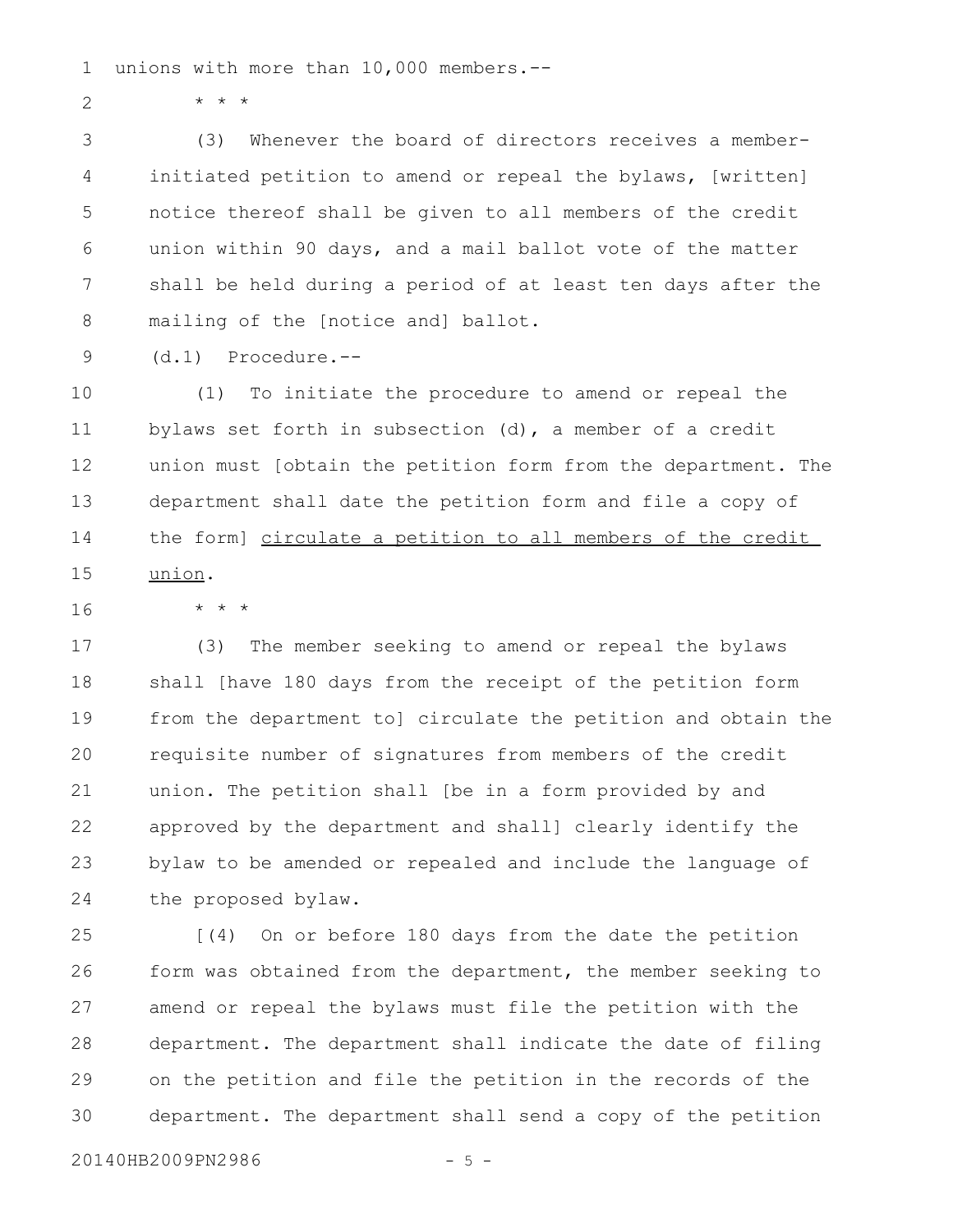unions with more than 10,000 members.--

\* \* \*

(3) Whenever the board of directors receives a member-initiated petition to amend or repeal the bylaws, [written] notice thereof shall be given to all members of the credit union within 90 days, and a mail ballot vote of the matter shall be held during a period of at least ten days after the mailing of the [notice and] ballot.

(d.1) Procedure.--

(1) To initiate the procedure to amend or repeal the bylaws set forth in subsection (d), a member of a credit union must [obtain the petition form from the department. The department shall date the petition form and file a copy of the form] <u>circulate a petition to all members of the credit union</u>.

\* \* \*

(3) The member seeking to amend or repeal the bylaws shall [have 180 days from the receipt of the petition form from the department to] circulate the petition and obtain the requisite number of signatures from members of the credit union. The petition shall [be in a form provided by and approved by the department and shall] clearly identify the bylaw to be amended or repealed and include the language of the proposed bylaw.

[(4) On or before 180 days from the date the petition form was obtained from the department, the member seeking to amend or repeal the bylaws must file the petition with the department. The department shall indicate the date of filing on the petition and file the petition in the records of the department. The department shall send a copy of the petition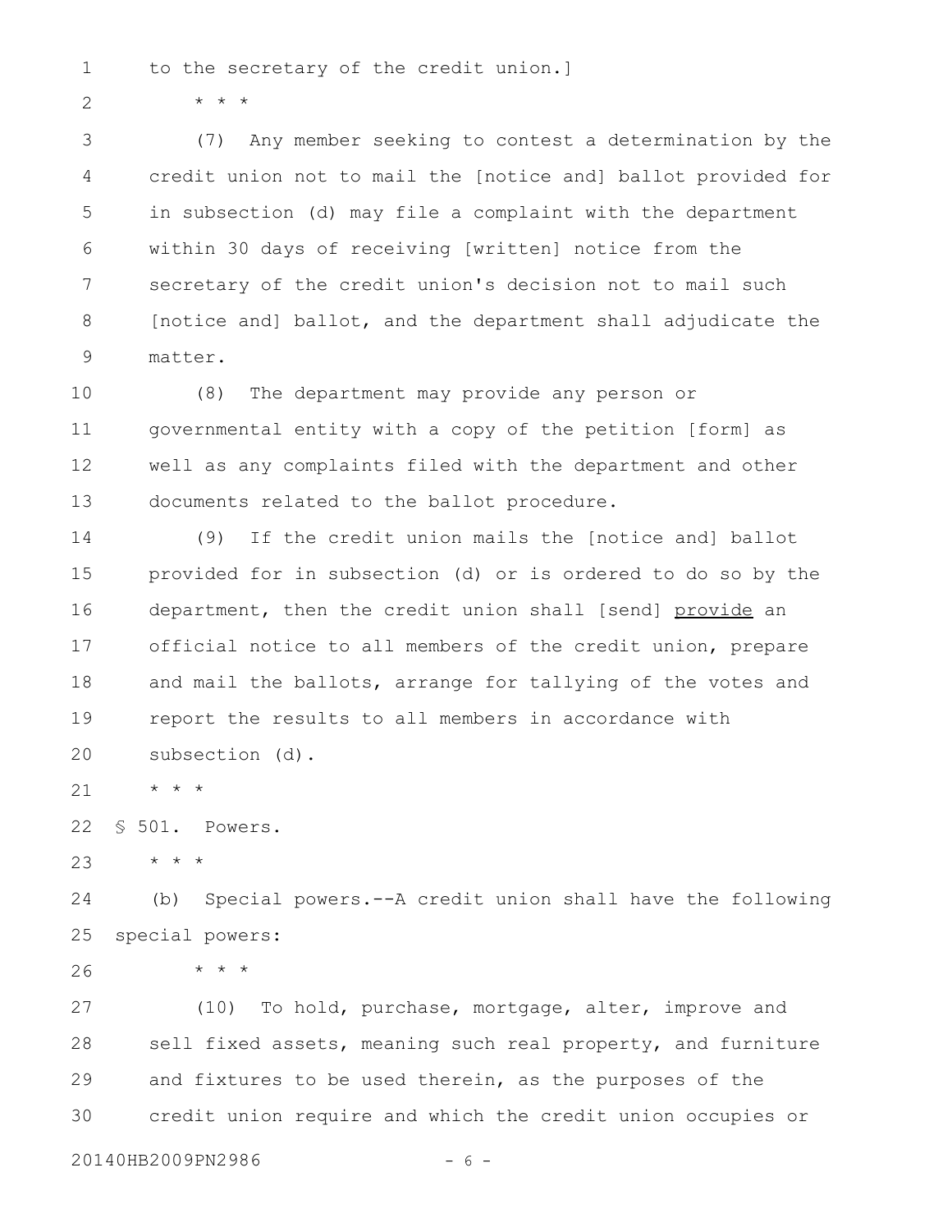to the secretary of the credit union.]

* * *

(7) Any member seeking to contest a determination by the credit union not to mail the [notice and] ballot provided for in subsection (d) may file a complaint with the department within 30 days of receiving [written] notice from the secretary of the credit union's decision not to mail such [notice and] ballot, and the department shall adjudicate the matter.

(8) The department may provide any person or governmental entity with a copy of the petition [form] as well as any complaints filed with the department and other documents related to the ballot procedure.

(9) If the credit union mails the [notice and] ballot provided for in subsection (d) or is ordered to do so by the department, then the credit union shall [send] <u>provide</u> an official notice to all members of the credit union, prepare and mail the ballots, arrange for tallying of the votes and report the results to all members in accordance with subsection (d).

* * *

§ 501. Powers.

* * *

(b) Special powers.--A credit union shall have the following special powers:

* * *

(10) To hold, purchase, mortgage, alter, improve and sell fixed assets, meaning such real property, and furniture and fixtures to be used therein, as the purposes of the credit union require and which the credit union occupies or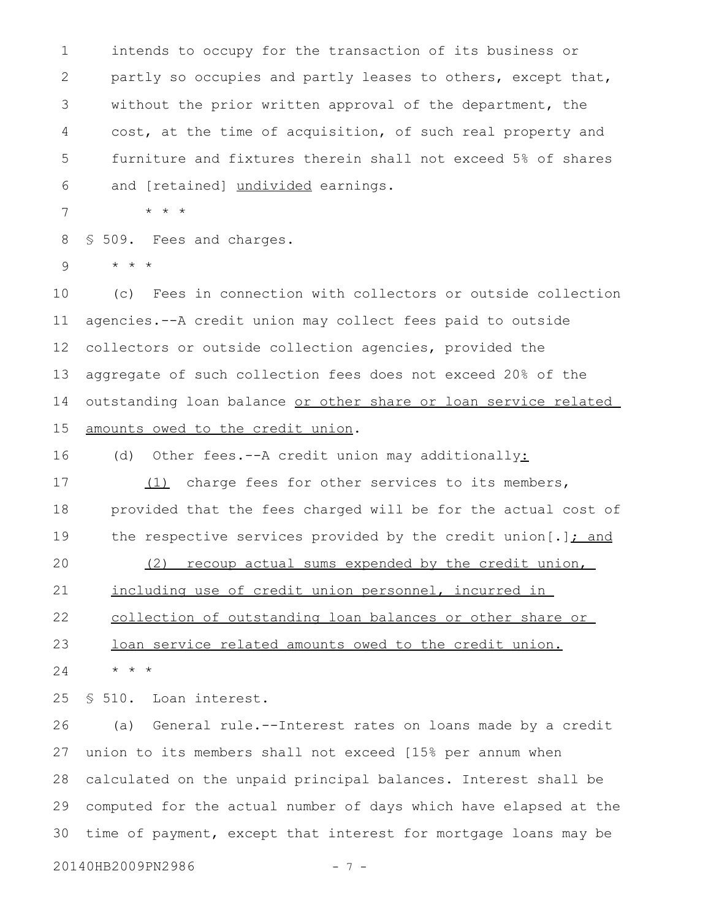intends to occupy for the transaction of its business or partly so occupies and partly leases to others, except that, without the prior written approval of the department, the cost, at the time of acquisition, of such real property and furniture and fixtures therein shall not exceed 5% of shares and [retained] <u>undivided</u> earnings.

* * *

§ 509. Fees and charges.

* * *

(c) Fees in connection with collectors or outside collection agencies.--A credit union may collect fees paid to outside collectors or outside collection agencies, provided the aggregate of such collection fees does not exceed 20% of the outstanding loan balance <u>or other share or loan service related amounts owed to the credit union</u>.

(d) Other fees.--A credit union may additionally<u>:</u>

<u>(1)</u> charge fees for other services to its members, provided that the fees charged will be for the actual cost of the respective services provided by the credit union[.]<u>; and</u>

<u>(2) recoup actual sums expended by the credit union, including use of credit union personnel, incurred in collection of outstanding loan balances or other share or loan service related amounts owed to the credit union.</u>

* * *

§ 510. Loan interest.

(a) General rule.--Interest rates on loans made by a credit union to its members shall not exceed [15% per annum when calculated on the unpaid principal balances. Interest shall be computed for the actual number of days which have elapsed at the time of payment, except that interest for mortgage loans may be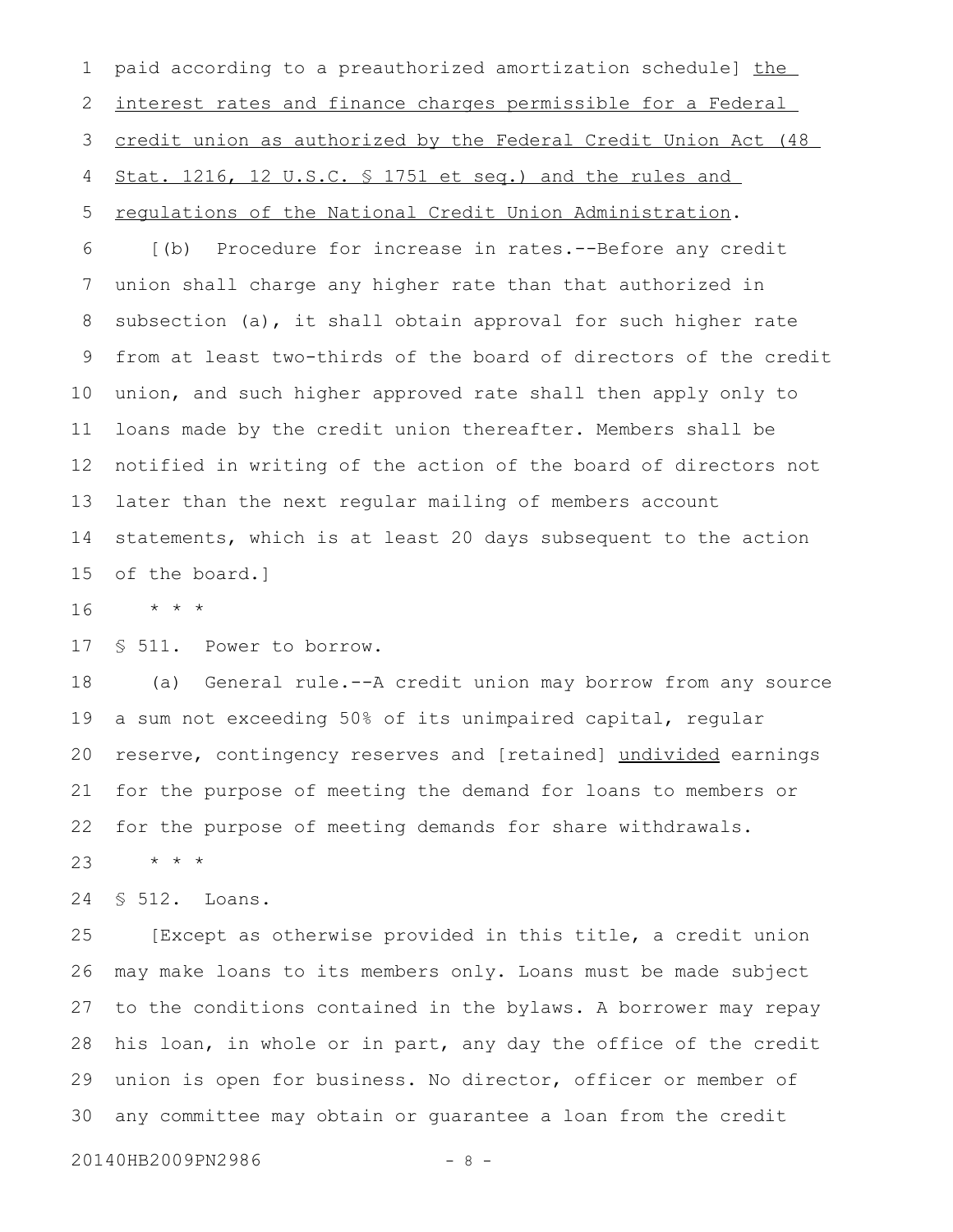paid according to a preauthorized amortization schedule] <u>the interest rates and finance charges permissible for a Federal credit union as authorized by the Federal Credit Union Act (48 Stat. 1216, 12 U.S.C. § 1751 et seq.) and the rules and regulations of the National Credit Union Administration</u>.

[(b) Procedure for increase in rates.--Before any credit union shall charge any higher rate than that authorized in subsection (a), it shall obtain approval for such higher rate from at least two-thirds of the board of directors of the credit union, and such higher approved rate shall then apply only to loans made by the credit union thereafter. Members shall be notified in writing of the action of the board of directors not later than the next regular mailing of members account statements, which is at least 20 days subsequent to the action of the board.]

\* \* \*

§ 511. Power to borrow.

(a) General rule.--A credit union may borrow from any source a sum not exceeding 50% of its unimpaired capital, regular reserve, contingency reserves and [retained] <u>undivided</u> earnings for the purpose of meeting the demand for loans to members or for the purpose of meeting demands for share withdrawals.

\* \* \*

§ 512. Loans.

[Except as otherwise provided in this title, a credit union may make loans to its members only. Loans must be made subject to the conditions contained in the bylaws. A borrower may repay his loan, in whole or in part, any day the office of the credit union is open for business. No director, officer or member of any committee may obtain or guarantee a loan from the credit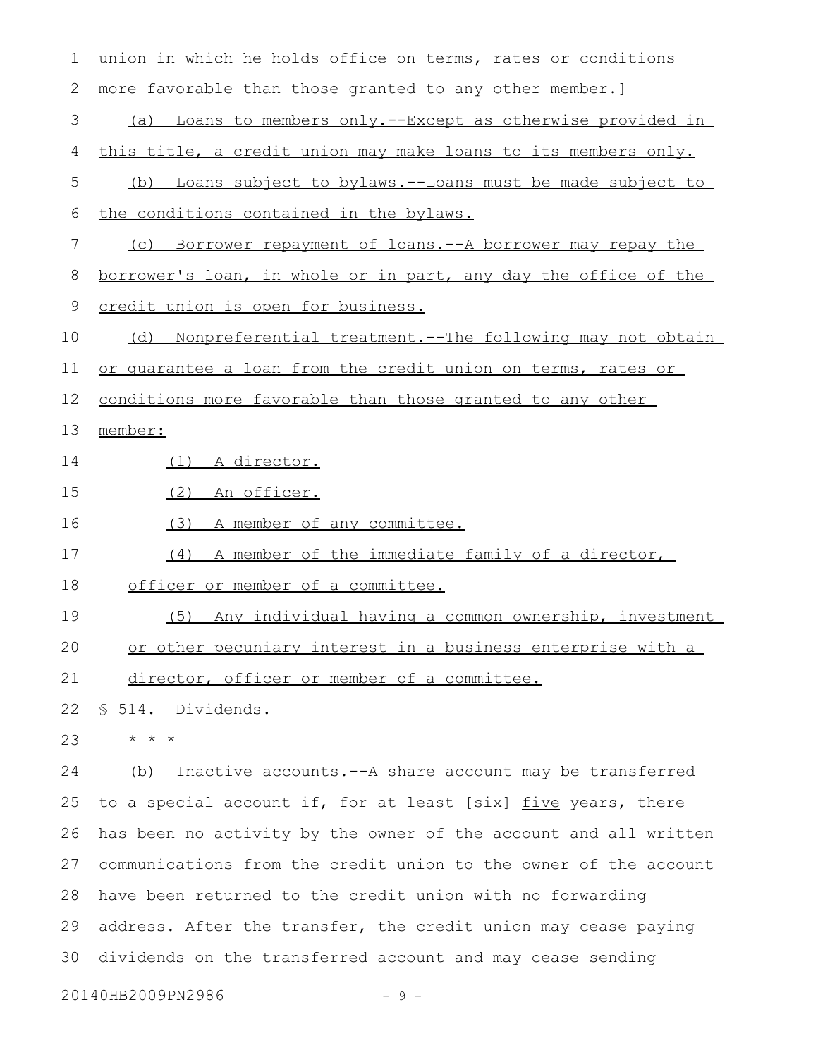union in which he holds office on terms, rates or conditions more favorable than those granted to any other member.]

(a) Loans to members only.--Except as otherwise provided in this title, a credit union may make loans to its members only.

(b) Loans subject to bylaws.--Loans must be made subject to the conditions contained in the bylaws.

(c) Borrower repayment of loans.--A borrower may repay the borrower's loan, in whole or in part, any day the office of the credit union is open for business.

(d) Nonpreferential treatment.--The following may not obtain or guarantee a loan from the credit union on terms, rates or conditions more favorable than those granted to any other member:

(1) A director.

(2) An officer.

(3) A member of any committee.

(4) A member of the immediate family of a director, officer or member of a committee.

(5) Any individual having a common ownership, investment or other pecuniary interest in a business enterprise with a director, officer or member of a committee.

§ 514. Dividends.

* * *

(b) Inactive accounts.--A share account may be transferred to a special account if, for at least [six] five years, there has been no activity by the owner of the account and all written communications from the credit union to the owner of the account have been returned to the credit union with no forwarding address. After the transfer, the credit union may cease paying dividends on the transferred account and may cease sending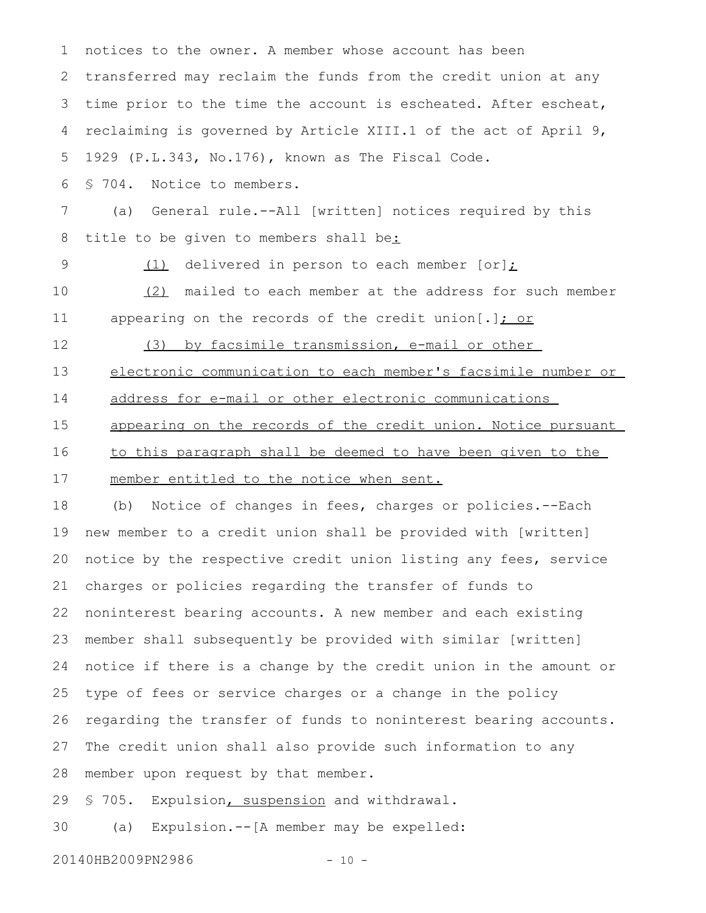notices to the owner. A member whose account has been transferred may reclaim the funds from the credit union at any time prior to the time the account is escheated. After escheat, reclaiming is governed by Article XIII.1 of the act of April 9, 1929 (P.L.343, No.176), known as The Fiscal Code.

§ 704. Notice to members.

(a) General rule.--All [written] notices required by this title to be given to members shall be<u>:</u>

<u>(1)</u> delivered in person to each member [or]<u>;</u>

<u>(2)</u> mailed to each member at the address for such member appearing on the records of the credit union[.]<u>; or</u>

<u>(3) by facsimile transmission, e-mail or other electronic communication to each member's facsimile number or address for e-mail or other electronic communications appearing on the records of the credit union. Notice pursuant to this paragraph shall be deemed to have been given to the member entitled to the notice when sent.</u>

(b) Notice of changes in fees, charges or policies.--Each new member to a credit union shall be provided with [written] notice by the respective credit union listing any fees, service charges or policies regarding the transfer of funds to noninterest bearing accounts. A new member and each existing member shall subsequently be provided with similar [written] notice if there is a change by the credit union in the amount or type of fees or service charges or a change in the policy regarding the transfer of funds to noninterest bearing accounts. The credit union shall also provide such information to any member upon request by that member.

§ 705. Expulsion<u>, suspension</u> and withdrawal.

(a) Expulsion.--[A member may be expelled: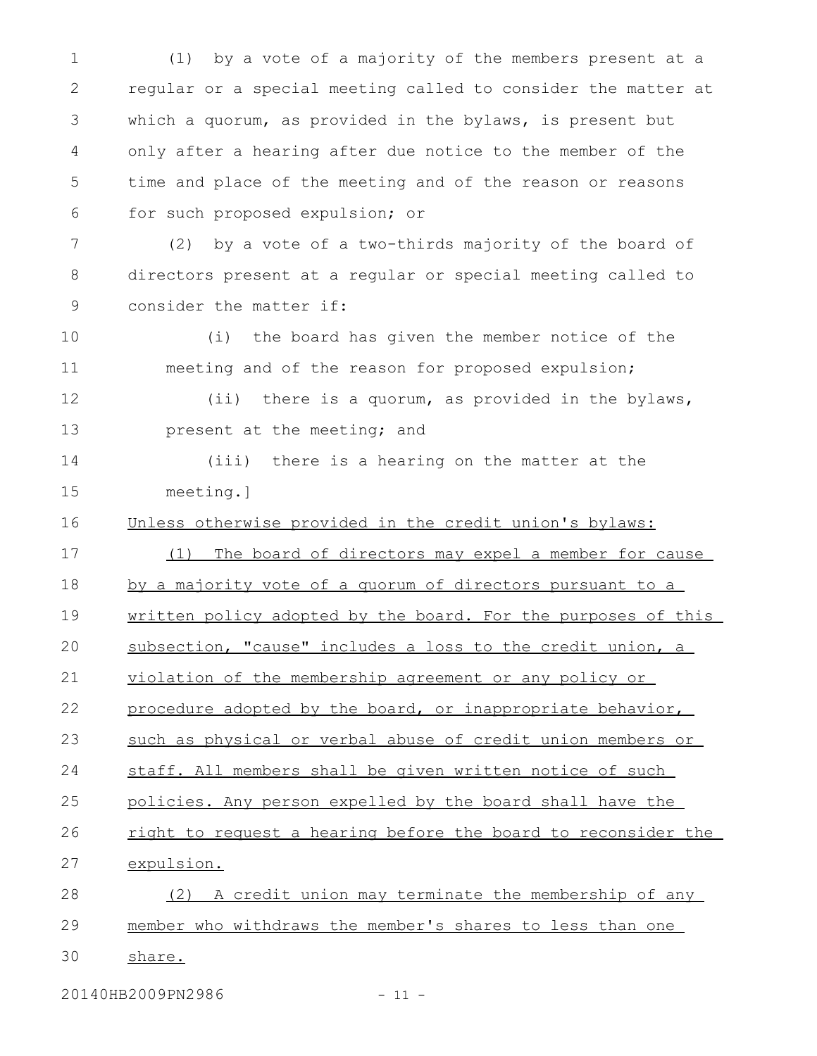(1) by a vote of a majority of the members present at a regular or a special meeting called to consider the matter at which a quorum, as provided in the bylaws, is present but only after a hearing after due notice to the member of the time and place of the meeting and of the reason or reasons for such proposed expulsion; or

(2) by a vote of a two-thirds majority of the board of directors present at a regular or special meeting called to consider the matter if:

(i) the board has given the member notice of the meeting and of the reason for proposed expulsion;

(ii) there is a quorum, as provided in the bylaws, present at the meeting; and

(iii) there is a hearing on the matter at the meeting.]

<u>Unless otherwise provided in the credit union's bylaws:</u>

<u>(1) The board of directors may expel a member for cause by a majority vote of a quorum of directors pursuant to a written policy adopted by the board. For the purposes of this subsection, "cause" includes a loss to the credit union, a violation of the membership agreement or any policy or procedure adopted by the board, or inappropriate behavior, such as physical or verbal abuse of credit union members or staff. All members shall be given written notice of such policies. Any person expelled by the board shall have the right to request a hearing before the board to reconsider the expulsion.</u>

<u>(2) A credit union may terminate the membership of any member who withdraws the member's shares to less than one share.</u>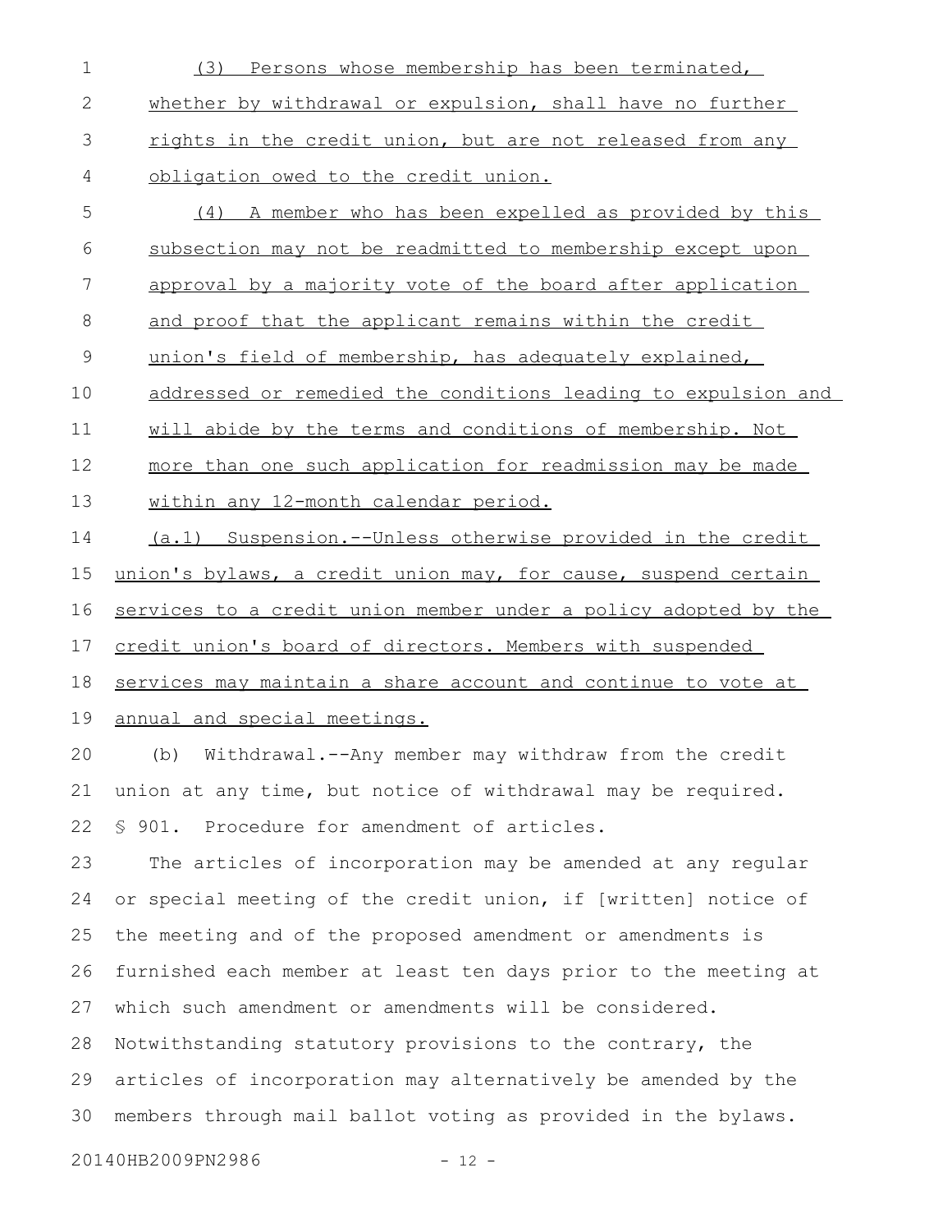(3) Persons whose membership has been terminated, whether by withdrawal or expulsion, shall have no further rights in the credit union, but are not released from any obligation owed to the credit union.

(4) A member who has been expelled as provided by this subsection may not be readmitted to membership except upon approval by a majority vote of the board after application and proof that the applicant remains within the credit union's field of membership, has adequately explained, addressed or remedied the conditions leading to expulsion and will abide by the terms and conditions of membership. Not more than one such application for readmission may be made within any 12-month calendar period.

(a.1) Suspension.--Unless otherwise provided in the credit union's bylaws, a credit union may, for cause, suspend certain services to a credit union member under a policy adopted by the credit union's board of directors. Members with suspended services may maintain a share account and continue to vote at annual and special meetings.

(b) Withdrawal.--Any member may withdraw from the credit union at any time, but notice of withdrawal may be required.

§ 901. Procedure for amendment of articles.

The articles of incorporation may be amended at any regular or special meeting of the credit union, if [written] notice of the meeting and of the proposed amendment or amendments is furnished each member at least ten days prior to the meeting at which such amendment or amendments will be considered. Notwithstanding statutory provisions to the contrary, the articles of incorporation may alternatively be amended by the members through mail ballot voting as provided in the bylaws.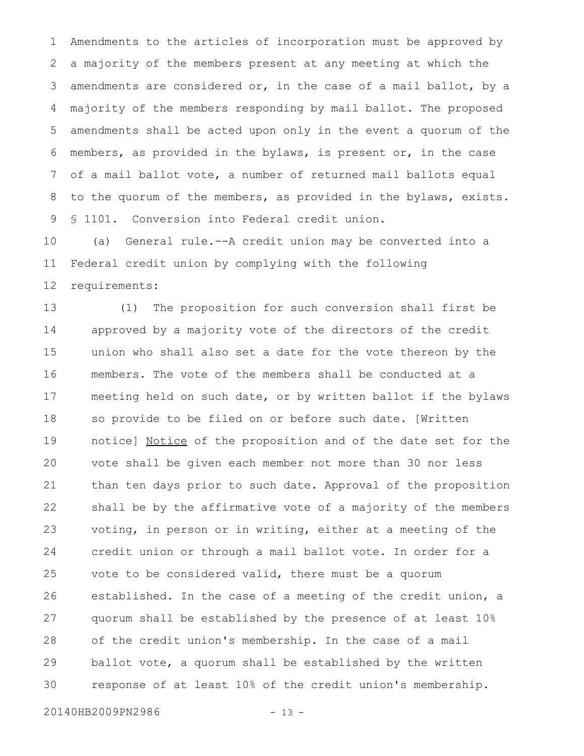Amendments to the articles of incorporation must be approved by a majority of the members present at any meeting at which the amendments are considered or, in the case of a mail ballot, by a majority of the members responding by mail ballot. The proposed amendments shall be acted upon only in the event a quorum of the members, as provided in the bylaws, is present or, in the case of a mail ballot vote, a number of returned mail ballots equal to the quorum of the members, as provided in the bylaws, exists.

§ 1101. Conversion into Federal credit union.

(a) General rule.--A credit union may be converted into a Federal credit union by complying with the following requirements:

(1) The proposition for such conversion shall first be approved by a majority vote of the directors of the credit union who shall also set a date for the vote thereon by the members. The vote of the members shall be conducted at a meeting held on such date, or by written ballot if the bylaws so provide to be filed on or before such date. [Written notice] Notice of the proposition and of the date set for the vote shall be given each member not more than 30 nor less than ten days prior to such date. Approval of the proposition shall be by the affirmative vote of a majority of the members voting, in person or in writing, either at a meeting of the credit union or through a mail ballot vote. In order for a vote to be considered valid, there must be a quorum established. In the case of a meeting of the credit union, a quorum shall be established by the presence of at least 10% of the credit union's membership. In the case of a mail ballot vote, a quorum shall be established by the written response of at least 10% of the credit union's membership.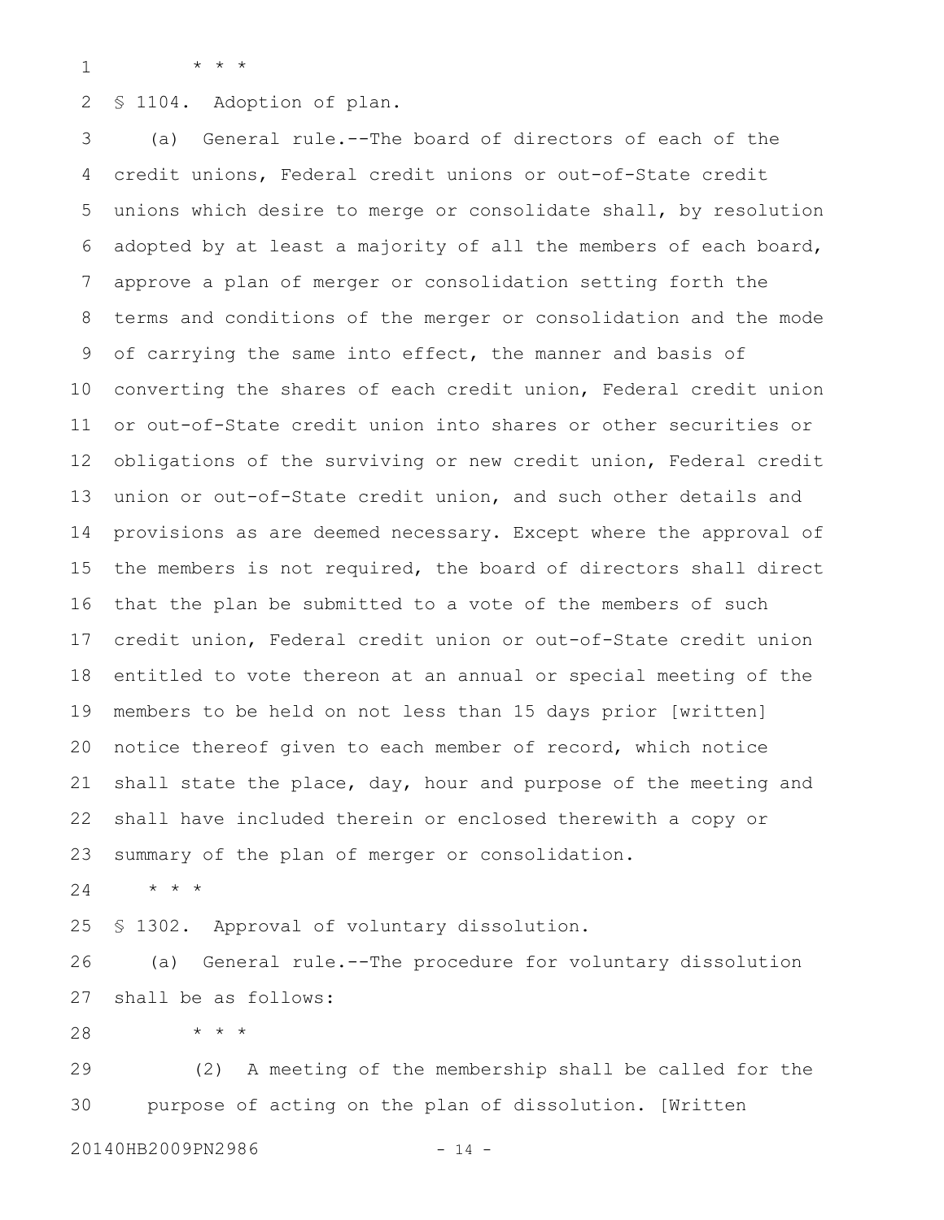* * *

§ 1104. Adoption of plan.

(a) General rule.--The board of directors of each of the credit unions, Federal credit unions or out-of-State credit unions which desire to merge or consolidate shall, by resolution adopted by at least a majority of all the members of each board, approve a plan of merger or consolidation setting forth the terms and conditions of the merger or consolidation and the mode of carrying the same into effect, the manner and basis of converting the shares of each credit union, Federal credit union or out-of-State credit union into shares or other securities or obligations of the surviving or new credit union, Federal credit union or out-of-State credit union, and such other details and provisions as are deemed necessary. Except where the approval of the members is not required, the board of directors shall direct that the plan be submitted to a vote of the members of such credit union, Federal credit union or out-of-State credit union entitled to vote thereon at an annual or special meeting of the members to be held on not less than 15 days prior [written] notice thereof given to each member of record, which notice shall state the place, day, hour and purpose of the meeting and shall have included therein or enclosed therewith a copy or summary of the plan of merger or consolidation.

* * *

§ 1302. Approval of voluntary dissolution.

(a) General rule.--The procedure for voluntary dissolution shall be as follows:

* * *

(2) A meeting of the membership shall be called for the purpose of acting on the plan of dissolution. [Written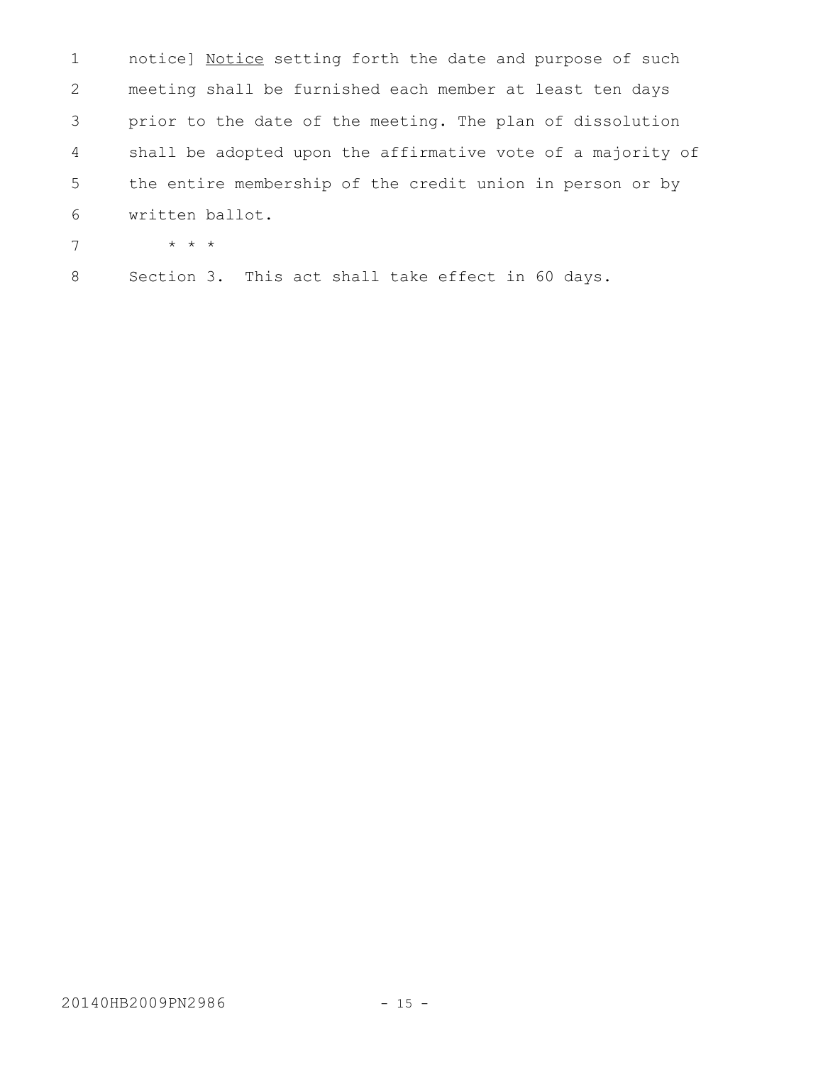notice] <u>Notice</u> setting forth the date and purpose of such meeting shall be furnished each member at least ten days prior to the date of the meeting. The plan of dissolution shall be adopted upon the affirmative vote of a majority of the entire membership of the credit union in person or by written ballot.

\* \* \*

Section 3. This act shall take effect in 60 days.